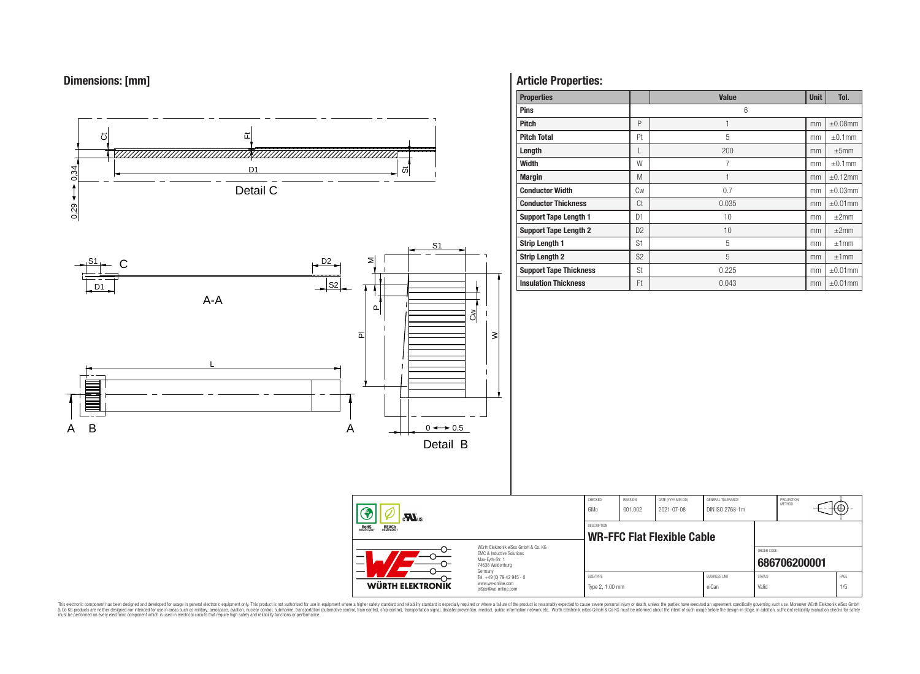## Dimensions: [mm]

Detail C

A-A

Detail B

## Article Properties:

| Properties | | Value | Unit | Tol. |
|---|---|---|---|---|
| Pins | | 6 | | |
| Pitch | P | 1 | mm | ±0.08mm |
| Pitch Total | Pt | 5 | mm | ±0.1mm |
| Length | L | 200 | mm | ±5mm |
| Width | W | 7 | mm | ±0.1mm |
| Margin | M | 1 | mm | ±0.12mm |
| Conductor Width | Cw | 0.7 | mm | ±0.03mm |
| Conductor Thickness | Ct | 0.035 | mm | ±0.01mm |
| Support Tape Length 1 | D1 | 10 | mm | ±2mm |
| Support Tape Length 2 | D2 | 10 | mm | ±2mm |
| Strip Length 1 | S1 | 5 | mm | ±1mm |
| Strip Length 2 | S2 | 5 | mm | ±1mm |
| Support Tape Thickness | St | 0.225 | mm | ±0.01mm |
| Insulation Thickness | Ft | 0.043 | mm | ±0.01mm |

| CHECKED | REVISION | DATE (YYYY-MM-DD) | GENERAL TOLERANCE | PROJECTION METHOD |
|---|---|---|---|---|
| GMo | 001.002 | 2021-07-08 | DIN ISO 2768-1m | |

DESCRIPTION: **WR-FFC Flat Flexible Cable**

ORDER CODE: **686706200001**

| SIZE/TYPE | BUSINESS UNIT | STATUS | PAGE |
|---|---|---|---|
| Type 2, 1.00 mm | eiCan | Valid | 1/5 |

Würth Elektronik eiSos GmbH & Co. KG
EMC & Inductive Solutions
Max-Eyth-Str. 1
74638 Waldenburg
Germany
Tel. +49 (0) 79 42 945 - 0
www.we-online.com
eiSos@we-online.com

This electronic component has been designed and developed for usage in general electronic equipment only. This product is not authorized for use in equipment where a higher safety standard and reliability standard is especially required or where a failure of the product is reasonably expected to cause severe personal injury or death, unless the parties have executed an agreement specifically governing such use. Moreover Würth Elektronik eiSos GmbH & Co KG products are neither designed nor intended for use in areas such as military, aerospace, aviation, nuclear control, submarine, transportation (automotive control, train control, ship control), transportation signal, disaster prevention, medical, public information network etc.. Würth Elektronik eiSos GmbH & Co KG must be informed about the intent of such usage before the design-in stage. In addition, sufficient reliability evaluation checks for safety must be performed on every electronic component which is used in electrical circuits that require high safety and reliability functions or performance.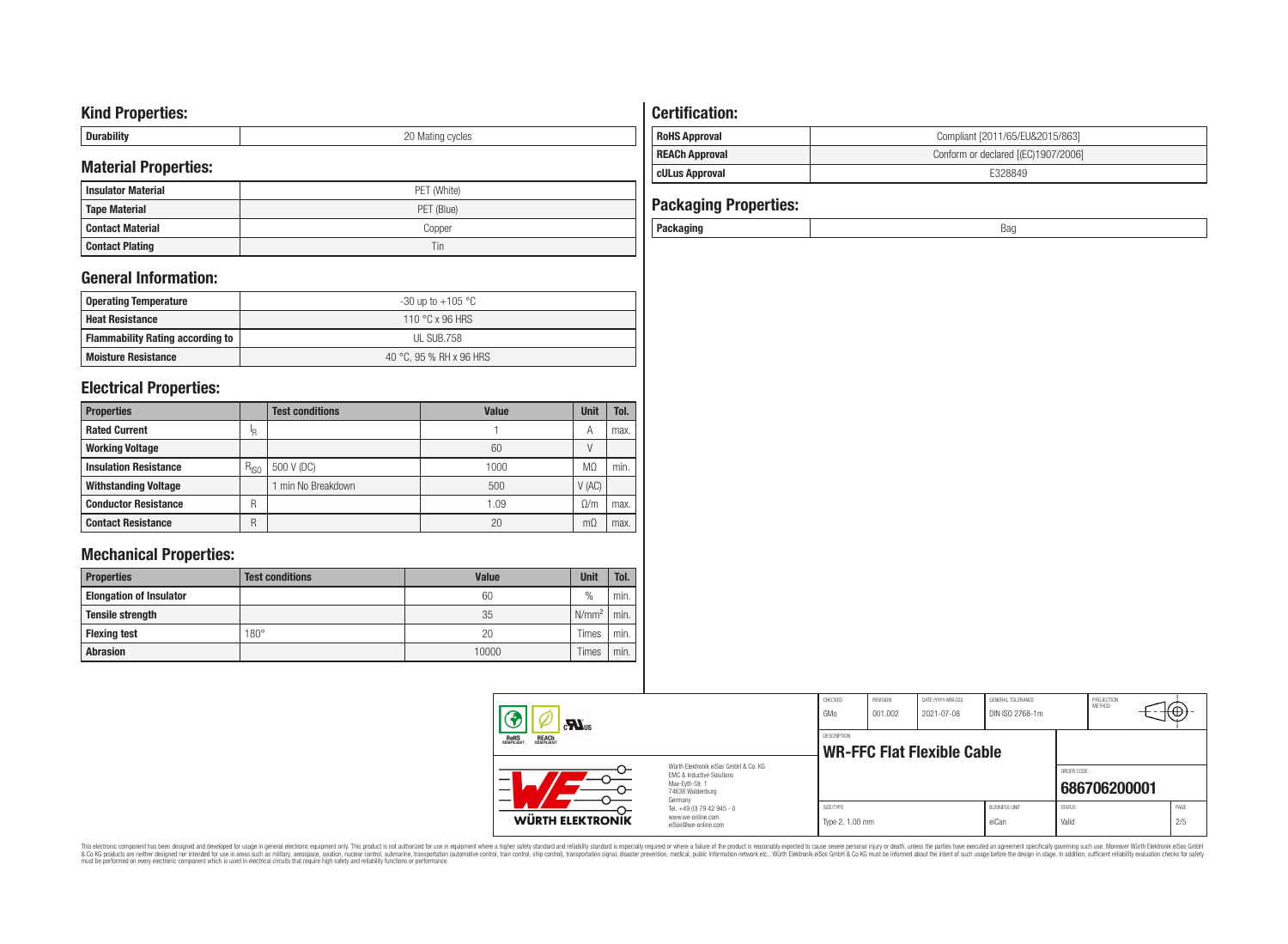## Kind Properties:

| Durability | 20 Mating cycles |
|---|---|

## Material Properties:

| Insulator Material | PET (White) |
|---|---|
| Tape Material | PET (Blue) |
| Contact Material | Copper |
| Contact Plating | Tin |

## General Information:

| Operating Temperature | -30 up to +105 °C |
|---|---|
| Heat Resistance | 110 °C x 96 HRS |
| Flammability Rating according to | UL SUB.758 |
| Moisture Resistance | 40 °C, 95 % RH x 96 HRS |

## Electrical Properties:

| Properties | | Test conditions | Value | Unit | Tol. |
|---|---|---|---|---|---|
| Rated Current | $I_R$ | | 1 | A | max. |
| Working Voltage | | | 60 | V | |
| Insulation Resistance | $R_{ISO}$ | 500 V (DC) | 1000 | MΩ | min. |
| Withstanding Voltage | | 1 min No Breakdown | 500 | V (AC) | |
| Conductor Resistance | R | | 1.09 | Ω/m | max. |
| Contact Resistance | R | | 20 | mΩ | max. |

## Mechanical Properties:

| Properties | Test conditions | Value | Unit | Tol. |
|---|---|---|---|---|
| Elongation of Insulator | | 60 | % | min. |
| Tensile strength | | 35 | $N/mm^2$ | min. |
| Flexing test | 180° | 20 | Times | min. |
| Abrasion | | 10000 | Times | min. |

## Certification:

| RoHS Approval | Compliant [2011/65/EU&2015/863] |
|---|---|
| REACh Approval | Conform or declared [(EC)1907/2006] |
| cULus Approval | E328849 |

## Packaging Properties:

| Packaging | Bag |
|---|---|

| CHECKED | REVISION | DATE (YYYY-MM-DD) | GENERAL TOLERANCE | PROJECTION METHOD |
|---|---|---|---|---|
| GMo | 001.002 | 2021-07-08 | DIN ISO 2768-1m | |

DESCRIPTION: **WR-FFC Flat Flexible Cable**

ORDER CODE: **686706200001**

| SIZE/TYPE | BUSINESS UNIT | STATUS | PAGE |
|---|---|---|---|
| Type 2, 1.00 mm | eiCan | Valid | 2/5 |

Würth Elektronik eiSos GmbH & Co. KG
EMC & Inductive Solutions
Max-Eyth-Str. 1
74638 Waldenburg
Germany
Tel. +49 (0) 79 42 945 - 0
www.we-online.com
eiSos@we-online.com

WÜRTH ELEKTRONIK

This electronic component has been designed and developed for usage in general electronic equipment only. This product is not authorized for use in equipment where a higher safety standard and reliability standard is especially required or where a failure of the product is reasonably expected to cause severe personal injury or death, unless the parties have executed an agreement specifically governing such use. Moreover Würth Elektronik eiSos GmbH & Co KG products are neither designed nor intended for use in areas such as military, aerospace, aviation, nuclear control, submarine, transportation (automotive control, train control, ship control), transportation signal, disaster prevention, medical, public information network etc.. Würth Elektronik eiSos GmbH & Co KG must be informed about the intent of such usage before the design-in stage. In addition, sufficient reliability evaluation checks for safety must be performed on every electronic component which is used in electrical circuits that require high safety and reliability functions or performance.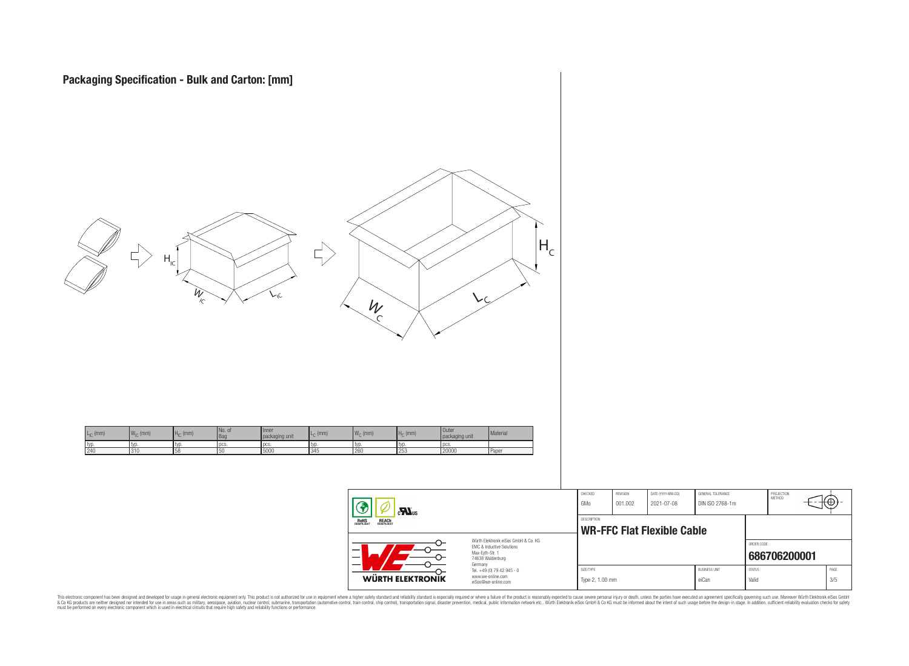## Packaging Specification - Bulk and Carton: [mm]

| $L_{IC}$ (mm) | $W_{IC}$ (mm) | $H_{IC}$ (mm) | No. of Bag | Inner packaging unit | $L_C$ (mm) | $W_C$ (mm) | $H_C$ (mm) | Outer packaging unit | Material |
|---|---|---|---|---|---|---|---|---|---|
| typ. | typ. | typ. | pcs. | pcs. | typ. | typ. | typ. | pcs. | |
| 240 | 310 | 58 | 50 | 5000 | 345 | 260 | 253 | 20000 | Paper |

| CHECKED | REVISION | DATE (YYYY-MM-DD) | GENERAL TOLERANCE | PROJECTION METHOD |
|---|---|---|---|---|
| GMo | 001.002 | 2021-07-08 | DIN ISO 2768-1m | |

DESCRIPTION: **WR-FFC Flat Flexible Cable**

ORDER CODE: **686706200001**

| SIZE/TYPE | BUSINESS UNIT | STATUS | PAGE |
|---|---|---|---|
| Type 2, 1.00 mm | eiCan | Valid | 3/5 |

Würth Elektronik eiSos GmbH & Co. KG
EMC & Inductive Solutions
Max-Eyth-Str. 1
74638 Waldenburg
Germany
Tel. +49 (0) 79 42 945 - 0
www.we-online.com
eiSos@we-online.com

This electronic component has been designed and developed for usage in general electronic equipment only. This product is not authorized for use in equipment where a higher safety standard and reliability standard is especially required or where a failure of the product is reasonably expected to cause severe personal injury or death, unless the parties have executed an agreement specifically governing such use. Moreover Würth Elektronik eiSos GmbH & Co KG products are neither designed nor intended for use in areas such as military, aerospace, aviation, nuclear control, submarine, transportation (automotive control, train control, ship control), transportation signal, disaster prevention, medical, public information network etc.. Würth Elektronik eiSos GmbH & Co KG must be informed about the intent of such usage before the design-in stage. In addition, sufficient reliability evaluation checks for safety must be performed on every electronic component which is used in electrical circuits that require high safety and reliability functions or performance.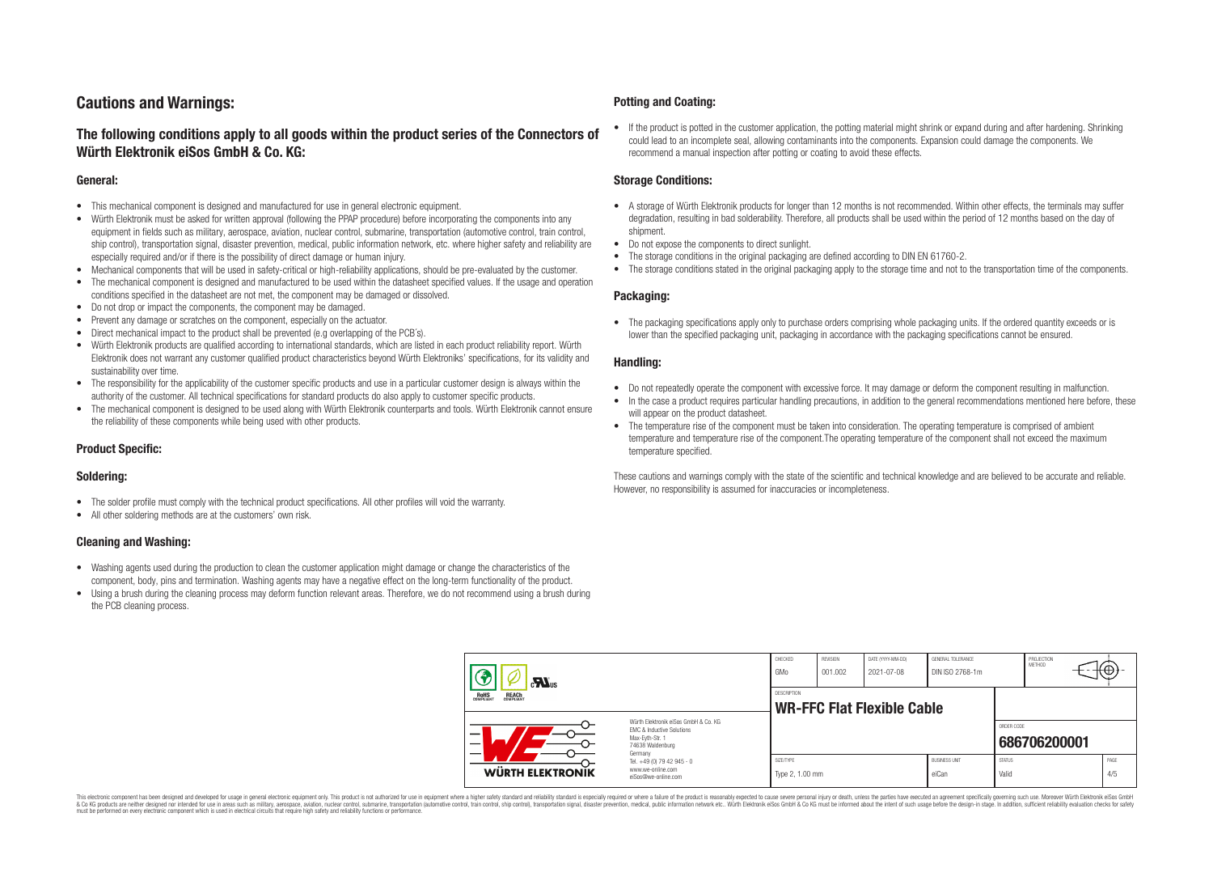# Cautions and Warnings:

## The following conditions apply to all goods within the product series of the Connectors of Würth Elektronik eiSos GmbH & Co. KG:

### General:

- This mechanical component is designed and manufactured for use in general electronic equipment.
- Würth Elektronik must be asked for written approval (following the PPAP procedure) before incorporating the components into any equipment in fields such as military, aerospace, aviation, nuclear control, submarine, transportation (automotive control, train control, ship control), transportation signal, disaster prevention, medical, public information network, etc. where higher safety and reliability are especially required and/or if there is the possibility of direct damage or human injury.
- Mechanical components that will be used in safety-critical or high-reliability applications, should be pre-evaluated by the customer.
- The mechanical component is designed and manufactured to be used within the datasheet specified values. If the usage and operation conditions specified in the datasheet are not met, the component may be damaged or dissolved.
- Do not drop or impact the components, the component may be damaged.
- Prevent any damage or scratches on the component, especially on the actuator.
- Direct mechanical impact to the product shall be prevented (e.g overlapping of the PCB´s).
- Würth Elektronik products are qualified according to international standards, which are listed in each product reliability report. Würth Elektronik does not warrant any customer qualified product characteristics beyond Würth Elektroniks' specifications, for its validity and sustainability over time.
- The responsibility for the applicability of the customer specific products and use in a particular customer design is always within the authority of the customer. All technical specifications for standard products do also apply to customer specific products.
- The mechanical component is designed to be used along with Würth Elektronik counterparts and tools. Würth Elektronik cannot ensure the reliability of these components while being used with other products.

### Product Specific:

### Soldering:

- The solder profile must comply with the technical product specifications. All other profiles will void the warranty.
- All other soldering methods are at the customers' own risk.

### Cleaning and Washing:

- Washing agents used during the production to clean the customer application might damage or change the characteristics of the component, body, pins and termination. Washing agents may have a negative effect on the long-term functionality of the product.
- Using a brush during the cleaning process may deform function relevant areas. Therefore, we do not recommend using a brush during the PCB cleaning process.

### Potting and Coating:

- If the product is potted in the customer application, the potting material might shrink or expand during and after hardening. Shrinking could lead to an incomplete seal, allowing contaminants into the components. Expansion could damage the components. We recommend a manual inspection after potting or coating to avoid these effects.

### Storage Conditions:

- A storage of Würth Elektronik products for longer than 12 months is not recommended. Within other effects, the terminals may suffer degradation, resulting in bad solderability. Therefore, all products shall be used within the period of 12 months based on the day of shipment.
- Do not expose the components to direct sunlight.
- The storage conditions in the original packaging are defined according to DIN EN 61760-2.
- The storage conditions stated in the original packaging apply to the storage time and not to the transportation time of the components.

### Packaging:

- The packaging specifications apply only to purchase orders comprising whole packaging units. If the ordered quantity exceeds or is lower than the specified packaging unit, packaging in accordance with the packaging specifications cannot be ensured.

### Handling:

- Do not repeatedly operate the component with excessive force. It may damage or deform the component resulting in malfunction.
- In the case a product requires particular handling precautions, in addition to the general recommendations mentioned here before, these will appear on the product datasheet.
- The temperature rise of the component must be taken into consideration. The operating temperature is comprised of ambient temperature and temperature rise of the component.The operating temperature of the component shall not exceed the maximum temperature specified.

These cautions and warnings comply with the state of the scientific and technical knowledge and are believed to be accurate and reliable. However, no responsibility is assumed for inaccuracies or incompleteness.

| CHECKED | REVISION | DATE (YYYY-MM-DD) | GENERAL TOLERANCE | PROJECTION METHOD |
|---|---|---|---|---|
| GMo | 001.002 | 2021-07-08 | DIN ISO 2768-1m | |

| DESCRIPTION | | ORDER CODE |
|---|---|---|
| WR-FFC Flat Flexible Cable | | 686706200001 |

| SIZE/TYPE | BUSINESS UNIT | STATUS | PAGE |
|---|---|---|---|
| Type 2, 1.00 mm | eiCan | Valid | 4/5 |

Würth Elektronik eiSos GmbH & Co. KG
EMC & Inductive Solutions
Max-Eyth-Str. 1
74638 Waldenburg
Germany
Tel. +49 (0) 79 42 945 - 0
www.we-online.com
eiSos@we-online.com

This electronic component has been designed and developed for usage in general electronic equipment only. This product is not authorized for use in equipment where a higher safety standard and reliability standard is especially required or where a failure of the product is reasonably expected to cause severe personal injury or death, unless the parties have executed an agreement specifically governing such use. Moreover Würth Elektronik eiSos GmbH & Co KG products are neither designed nor intended for use in areas such as military, aerospace, aviation, nuclear control, submarine, transportation (automotive control, train control, ship control), transportation signal, disaster prevention, medical, public information network etc.. Würth Elektronik eiSos GmbH & Co KG must be informed about the intent of such usage before the design-in stage. In addition, sufficient reliability evaluation checks for safety must be performed on every electronic component which is used in electrical circuits that require high safety and reliability functions or performance.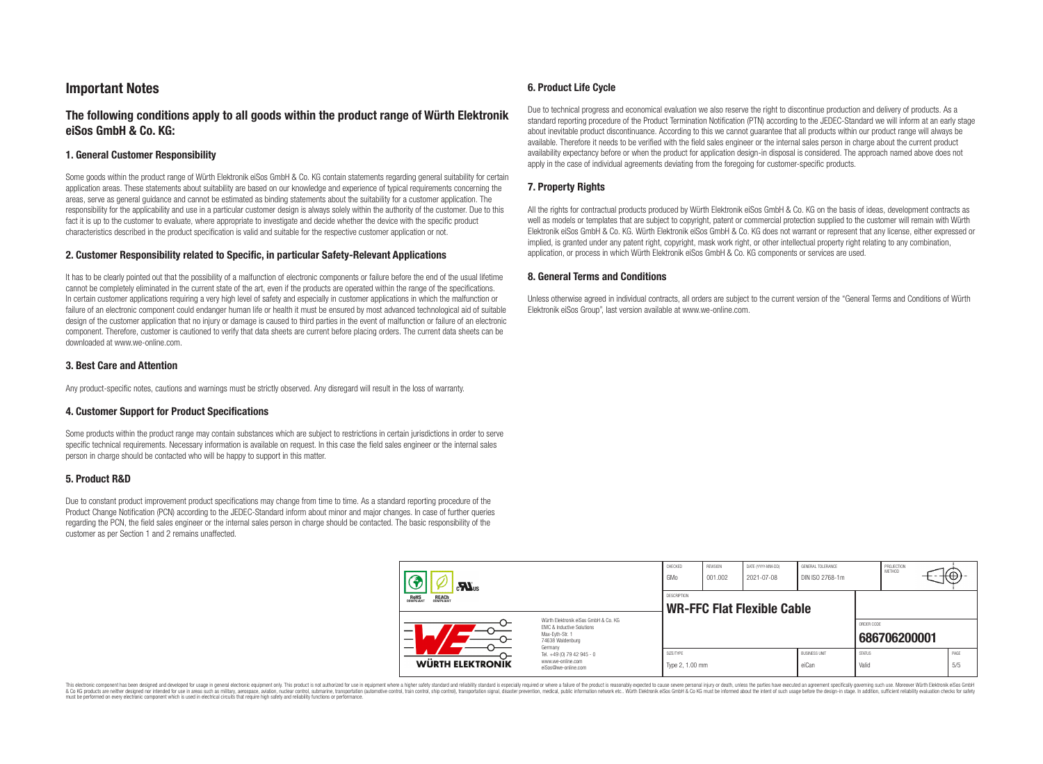# Important Notes

## The following conditions apply to all goods within the product range of Würth Elektronik eiSos GmbH & Co. KG:

### 1. General Customer Responsibility

Some goods within the product range of Würth Elektronik eiSos GmbH & Co. KG contain statements regarding general suitability for certain application areas. These statements about suitability are based on our knowledge and experience of typical requirements concerning the areas, serve as general guidance and cannot be estimated as binding statements about the suitability for a customer application. The responsibility for the applicability and use in a particular customer design is always solely within the authority of the customer. Due to this fact it is up to the customer to evaluate, where appropriate to investigate and decide whether the device with the specific product characteristics described in the product specification is valid and suitable for the respective customer application or not.

### 2. Customer Responsibility related to Specific, in particular Safety-Relevant Applications

It has to be clearly pointed out that the possibility of a malfunction of electronic components or failure before the end of the usual lifetime cannot be completely eliminated in the current state of the art, even if the products are operated within the range of the specifications. In certain customer applications requiring a very high level of safety and especially in customer applications in which the malfunction or failure of an electronic component could endanger human life or health it must be ensured by most advanced technological aid of suitable design of the customer application that no injury or damage is caused to third parties in the event of malfunction or failure of an electronic component. Therefore, customer is cautioned to verify that data sheets are current before placing orders. The current data sheets can be downloaded at www.we-online.com.

### 3. Best Care and Attention

Any product-specific notes, cautions and warnings must be strictly observed. Any disregard will result in the loss of warranty.

### 4. Customer Support for Product Specifications

Some products within the product range may contain substances which are subject to restrictions in certain jurisdictions in order to serve specific technical requirements. Necessary information is available on request. In this case the field sales engineer or the internal sales person in charge should be contacted who will be happy to support in this matter.

### 5. Product R&D

Due to constant product improvement product specifications may change from time to time. As a standard reporting procedure of the Product Change Notification (PCN) according to the JEDEC-Standard inform about minor and major changes. In case of further queries regarding the PCN, the field sales engineer or the internal sales person in charge should be contacted. The basic responsibility of the customer as per Section 1 and 2 remains unaffected.

### 6. Product Life Cycle

Due to technical progress and economical evaluation we also reserve the right to discontinue production and delivery of products. As a standard reporting procedure of the Product Termination Notification (PTN) according to the JEDEC-Standard we will inform at an early stage about inevitable product discontinuance. According to this we cannot guarantee that all products within our product range will always be available. Therefore it needs to be verified with the field sales engineer or the internal sales person in charge about the current product availability expectancy before or when the product for application design-in disposal is considered. The approach named above does not apply in the case of individual agreements deviating from the foregoing for customer-specific products.

### 7. Property Rights

All the rights for contractual products produced by Würth Elektronik eiSos GmbH & Co. KG on the basis of ideas, development contracts as well as models or templates that are subject to copyright, patent or commercial protection supplied to the customer will remain with Würth Elektronik eiSos GmbH & Co. KG. Würth Elektronik eiSos GmbH & Co. KG does not warrant or represent that any license, either expressed or implied, is granted under any patent right, copyright, mask work right, or other intellectual property right relating to any combination, application, or process in which Würth Elektronik eiSos GmbH & Co. KG components or services are used.

### 8. General Terms and Conditions

Unless otherwise agreed in individual contracts, all orders are subject to the current version of the "General Terms and Conditions of Würth Elektronik eiSos Group", last version available at www.we-online.com.

| | | | | | | | |
|---|---|---|---|---|---|---|---|
| RoHS COMPLIANT / REACh COMPLIANT | | CHECKED GMo | REVISION 001.002 | DATE (YYYY-MM-DD) 2021-07-08 | GENERAL TOLERANCE DIN ISO 2768-1m | PROJECTION METHOD | |
| | | DESCRIPTION **WR-FFC Flat Flexible Cable** | | | | | |
| WÜRTH ELEKTRONIK | Würth Elektronik eiSos GmbH & Co. KG EMC & Inductive Solutions Max-Eyth-Str. 1 74638 Waldenburg Germany Tel. +49 (0) 79 42 945 - 0 www.we-online.com eiSos@we-online.com | | | | | ORDER CODE **686706200001** | |
| | | SIZE/TYPE Type 2, 1.00 mm | | | BUSINESS UNIT eiCan | STATUS Valid | PAGE 5/5 |

This electronic component has been designed and developed for usage in general electronic equipment only. This product is not authorized for use in equipment where a higher safety standard and reliability standard is especially required or where a failure of the product is reasonably expected to cause severe personal injury or death, unless the parties have executed an agreement specifically governing such use. Moreover Würth Elektronik eiSos GmbH & Co KG products are neither designed nor intended for use in areas such as military, aerospace, aviation, nuclear control, submarine, transportation (automotive control, train control, ship control), transportation signal, disaster prevention, medical, public information network etc.. Würth Elektronik eiSos GmbH & Co KG must be informed about the intent of such usage before the design-in stage. In addition, sufficient reliability evaluation checks for safety must be performed on every electronic component which is used in electrical circuits that require high safety and reliability functions or performance.